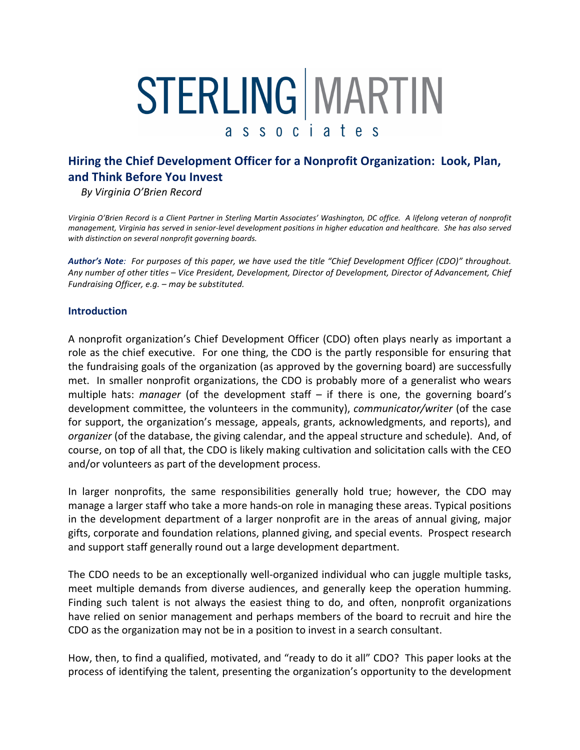# STERLING | MARTIN associates

## Hiring the Chief Development Officer for a Nonprofit Organization: Look, Plan, and Think Before You Invest

*By Virginia O'Brien Record*

*Virginia O'Brien Record is a Client Partner in Sterling Martin Associates' Washington, DC office. A lifelong veteran of nonprofit management, Virginia has served in senior-level development positions in higher education and healthcare. She has also served with distinction on several nonprofit governing boards.*

***Author's Note****: For purposes of this paper, we have used the title "Chief Development Officer (CDO)" throughout. Any number of other titles – Vice President, Development, Director of Development, Director of Advancement, Chief Fundraising Officer, e.g. – may be substituted.*

### Introduction

A nonprofit organization's Chief Development Officer (CDO) often plays nearly as important a role as the chief executive. For one thing, the CDO is the partly responsible for ensuring that the fundraising goals of the organization (as approved by the governing board) are successfully met. In smaller nonprofit organizations, the CDO is probably more of a generalist who wears multiple hats: *manager* (of the development staff – if there is one, the governing board's development committee, the volunteers in the community), *communicator/writer* (of the case for support, the organization's message, appeals, grants, acknowledgments, and reports), and *organizer* (of the database, the giving calendar, and the appeal structure and schedule). And, of course, on top of all that, the CDO is likely making cultivation and solicitation calls with the CEO and/or volunteers as part of the development process.

In larger nonprofits, the same responsibilities generally hold true; however, the CDO may manage a larger staff who take a more hands-on role in managing these areas. Typical positions in the development department of a larger nonprofit are in the areas of annual giving, major gifts, corporate and foundation relations, planned giving, and special events. Prospect research and support staff generally round out a large development department.

The CDO needs to be an exceptionally well-organized individual who can juggle multiple tasks, meet multiple demands from diverse audiences, and generally keep the operation humming. Finding such talent is not always the easiest thing to do, and often, nonprofit organizations have relied on senior management and perhaps members of the board to recruit and hire the CDO as the organization may not be in a position to invest in a search consultant.

How, then, to find a qualified, motivated, and "ready to do it all" CDO? This paper looks at the process of identifying the talent, presenting the organization's opportunity to the development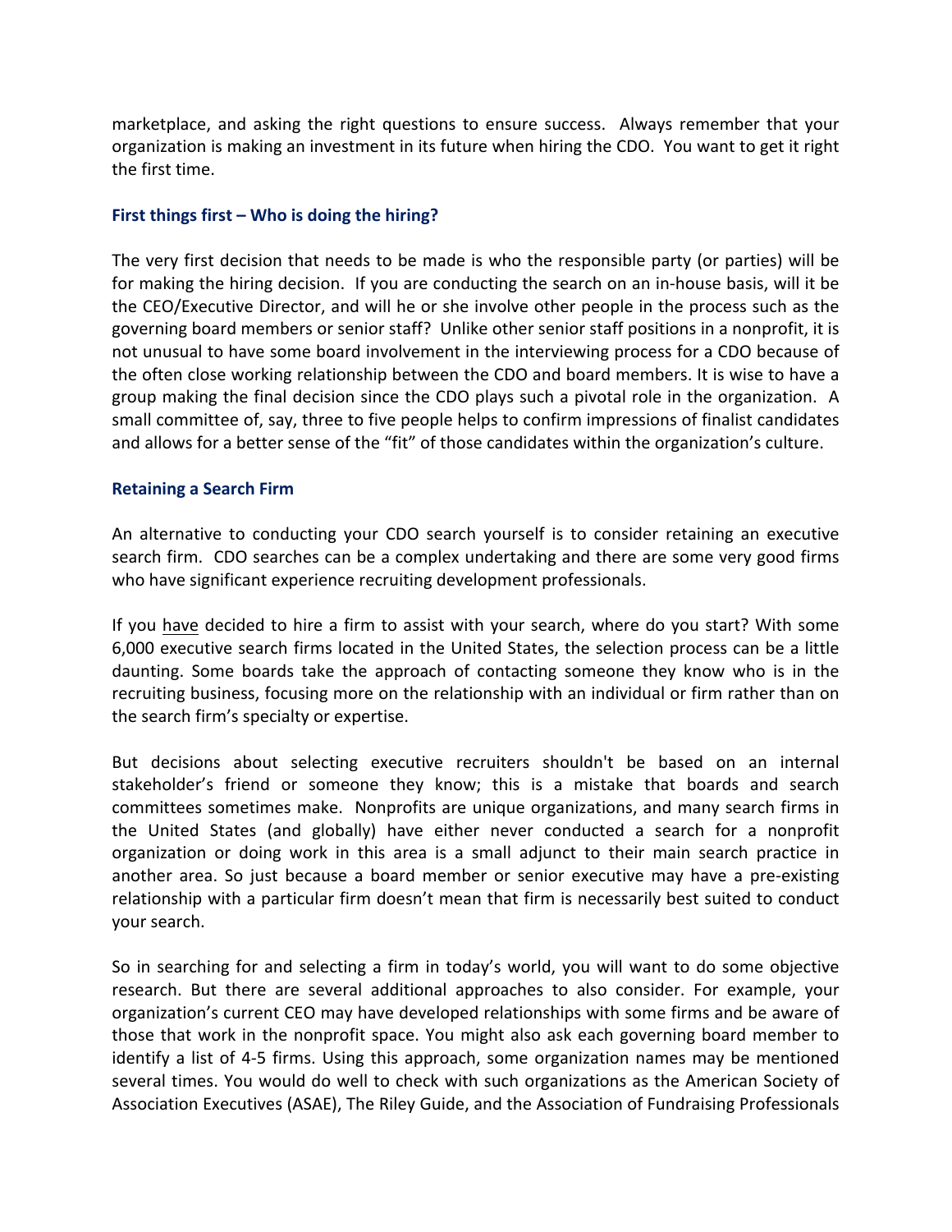marketplace, and asking the right questions to ensure success. Always remember that your organization is making an investment in its future when hiring the CDO. You want to get it right the first time.

### First things first – Who is doing the hiring?

The very first decision that needs to be made is who the responsible party (or parties) will be for making the hiring decision. If you are conducting the search on an in-house basis, will it be the CEO/Executive Director, and will he or she involve other people in the process such as the governing board members or senior staff? Unlike other senior staff positions in a nonprofit, it is not unusual to have some board involvement in the interviewing process for a CDO because of the often close working relationship between the CDO and board members. It is wise to have a group making the final decision since the CDO plays such a pivotal role in the organization. A small committee of, say, three to five people helps to confirm impressions of finalist candidates and allows for a better sense of the "fit" of those candidates within the organization's culture.

### Retaining a Search Firm

An alternative to conducting your CDO search yourself is to consider retaining an executive search firm. CDO searches can be a complex undertaking and there are some very good firms who have significant experience recruiting development professionals.

If you <u>have</u> decided to hire a firm to assist with your search, where do you start? With some 6,000 executive search firms located in the United States, the selection process can be a little daunting. Some boards take the approach of contacting someone they know who is in the recruiting business, focusing more on the relationship with an individual or firm rather than on the search firm's specialty or expertise.

But decisions about selecting executive recruiters shouldn't be based on an internal stakeholder's friend or someone they know; this is a mistake that boards and search committees sometimes make. Nonprofits are unique organizations, and many search firms in the United States (and globally) have either never conducted a search for a nonprofit organization or doing work in this area is a small adjunct to their main search practice in another area. So just because a board member or senior executive may have a pre-existing relationship with a particular firm doesn't mean that firm is necessarily best suited to conduct your search.

So in searching for and selecting a firm in today's world, you will want to do some objective research. But there are several additional approaches to also consider. For example, your organization's current CEO may have developed relationships with some firms and be aware of those that work in the nonprofit space. You might also ask each governing board member to identify a list of 4-5 firms. Using this approach, some organization names may be mentioned several times. You would do well to check with such organizations as the American Society of Association Executives (ASAE), The Riley Guide, and the Association of Fundraising Professionals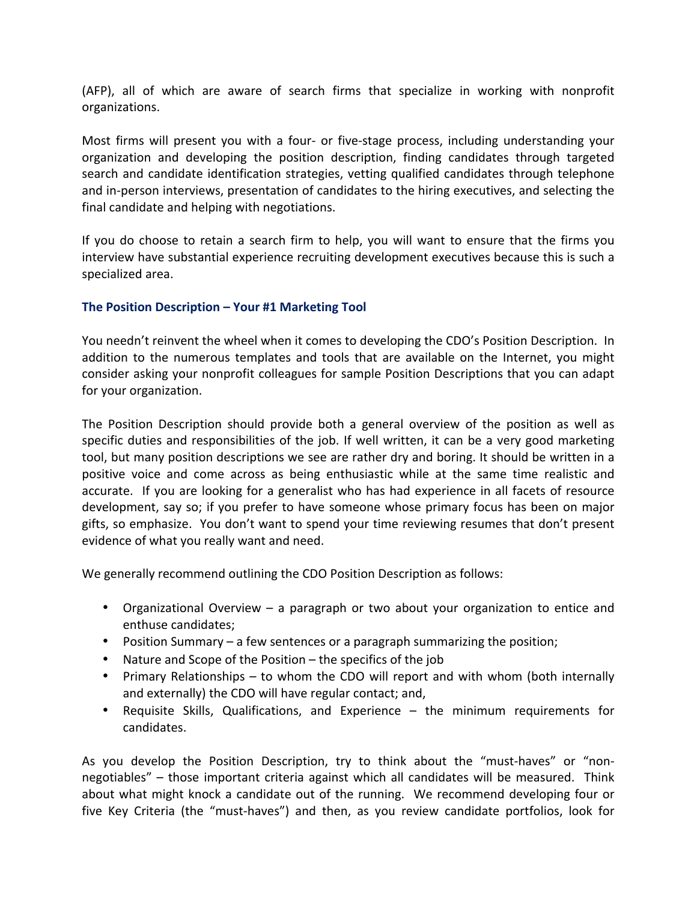(AFP), all of which are aware of search firms that specialize in working with nonprofit organizations.

Most firms will present you with a four- or five-stage process, including understanding your organization and developing the position description, finding candidates through targeted search and candidate identification strategies, vetting qualified candidates through telephone and in-person interviews, presentation of candidates to the hiring executives, and selecting the final candidate and helping with negotiations.

If you do choose to retain a search firm to help, you will want to ensure that the firms you interview have substantial experience recruiting development executives because this is such a specialized area.

### The Position Description – Your #1 Marketing Tool

You needn't reinvent the wheel when it comes to developing the CDO's Position Description. In addition to the numerous templates and tools that are available on the Internet, you might consider asking your nonprofit colleagues for sample Position Descriptions that you can adapt for your organization.

The Position Description should provide both a general overview of the position as well as specific duties and responsibilities of the job. If well written, it can be a very good marketing tool, but many position descriptions we see are rather dry and boring. It should be written in a positive voice and come across as being enthusiastic while at the same time realistic and accurate. If you are looking for a generalist who has had experience in all facets of resource development, say so; if you prefer to have someone whose primary focus has been on major gifts, so emphasize. You don't want to spend your time reviewing resumes that don't present evidence of what you really want and need.

We generally recommend outlining the CDO Position Description as follows:

- Organizational Overview – a paragraph or two about your organization to entice and enthuse candidates;
- Position Summary – a few sentences or a paragraph summarizing the position;
- Nature and Scope of the Position – the specifics of the job
- Primary Relationships – to whom the CDO will report and with whom (both internally and externally) the CDO will have regular contact; and,
- Requisite Skills, Qualifications, and Experience – the minimum requirements for candidates.

As you develop the Position Description, try to think about the "must-haves" or "non-negotiables" – those important criteria against which all candidates will be measured. Think about what might knock a candidate out of the running. We recommend developing four or five Key Criteria (the "must-haves") and then, as you review candidate portfolios, look for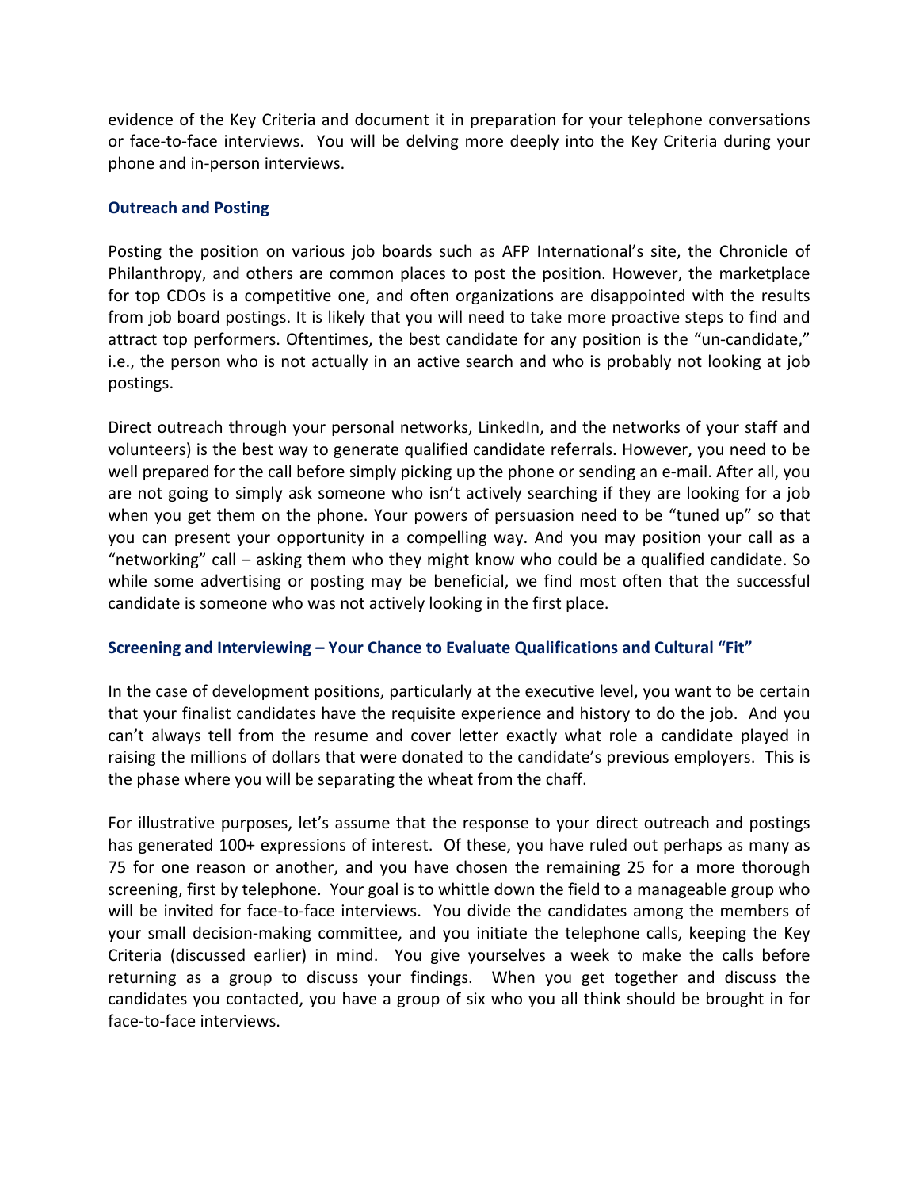evidence of the Key Criteria and document it in preparation for your telephone conversations or face-to-face interviews. You will be delving more deeply into the Key Criteria during your phone and in-person interviews.

### Outreach and Posting

Posting the position on various job boards such as AFP International's site, the Chronicle of Philanthropy, and others are common places to post the position. However, the marketplace for top CDOs is a competitive one, and often organizations are disappointed with the results from job board postings. It is likely that you will need to take more proactive steps to find and attract top performers. Oftentimes, the best candidate for any position is the "un-candidate," i.e., the person who is not actually in an active search and who is probably not looking at job postings.

Direct outreach through your personal networks, LinkedIn, and the networks of your staff and volunteers) is the best way to generate qualified candidate referrals. However, you need to be well prepared for the call before simply picking up the phone or sending an e-mail. After all, you are not going to simply ask someone who isn't actively searching if they are looking for a job when you get them on the phone. Your powers of persuasion need to be "tuned up" so that you can present your opportunity in a compelling way. And you may position your call as a "networking" call – asking them who they might know who could be a qualified candidate. So while some advertising or posting may be beneficial, we find most often that the successful candidate is someone who was not actively looking in the first place.

### Screening and Interviewing – Your Chance to Evaluate Qualifications and Cultural "Fit"

In the case of development positions, particularly at the executive level, you want to be certain that your finalist candidates have the requisite experience and history to do the job. And you can't always tell from the resume and cover letter exactly what role a candidate played in raising the millions of dollars that were donated to the candidate's previous employers. This is the phase where you will be separating the wheat from the chaff.

For illustrative purposes, let's assume that the response to your direct outreach and postings has generated 100+ expressions of interest. Of these, you have ruled out perhaps as many as 75 for one reason or another, and you have chosen the remaining 25 for a more thorough screening, first by telephone. Your goal is to whittle down the field to a manageable group who will be invited for face-to-face interviews. You divide the candidates among the members of your small decision-making committee, and you initiate the telephone calls, keeping the Key Criteria (discussed earlier) in mind. You give yourselves a week to make the calls before returning as a group to discuss your findings. When you get together and discuss the candidates you contacted, you have a group of six who you all think should be brought in for face-to-face interviews.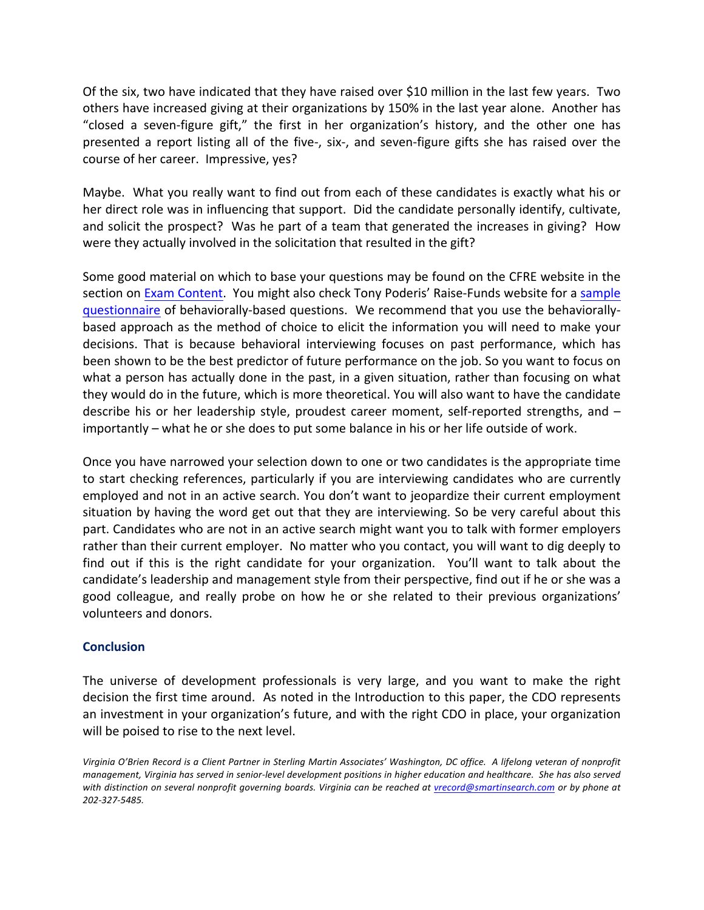Of the six, two have indicated that they have raised over $10 million in the last few years. Two others have increased giving at their organizations by 150% in the last year alone. Another has "closed a seven-figure gift," the first in her organization's history, and the other one has presented a report listing all of the five-, six-, and seven-figure gifts she has raised over the course of her career. Impressive, yes?

Maybe. What you really want to find out from each of these candidates is exactly what his or her direct role was in influencing that support. Did the candidate personally identify, cultivate, and solicit the prospect? Was he part of a team that generated the increases in giving? How were they actually involved in the solicitation that resulted in the gift?

Some good material on which to base your questions may be found on the CFRE website in the section on Exam Content. You might also check Tony Poderis' Raise-Funds website for a sample questionnaire of behaviorally-based questions. We recommend that you use the behaviorally-based approach as the method of choice to elicit the information you will need to make your decisions. That is because behavioral interviewing focuses on past performance, which has been shown to be the best predictor of future performance on the job. So you want to focus on what a person has actually done in the past, in a given situation, rather than focusing on what they would do in the future, which is more theoretical. You will also want to have the candidate describe his or her leadership style, proudest career moment, self-reported strengths, and – importantly – what he or she does to put some balance in his or her life outside of work.

Once you have narrowed your selection down to one or two candidates is the appropriate time to start checking references, particularly if you are interviewing candidates who are currently employed and not in an active search. You don't want to jeopardize their current employment situation by having the word get out that they are interviewing. So be very careful about this part. Candidates who are not in an active search might want you to talk with former employers rather than their current employer. No matter who you contact, you will want to dig deeply to find out if this is the right candidate for your organization. You'll want to talk about the candidate's leadership and management style from their perspective, find out if he or she was a good colleague, and really probe on how he or she related to their previous organizations' volunteers and donors.

## Conclusion

The universe of development professionals is very large, and you want to make the right decision the first time around. As noted in the Introduction to this paper, the CDO represents an investment in your organization's future, and with the right CDO in place, your organization will be poised to rise to the next level.

*Virginia O'Brien Record is a Client Partner in Sterling Martin Associates' Washington, DC office. A lifelong veteran of nonprofit management, Virginia has served in senior-level development positions in higher education and healthcare. She has also served with distinction on several nonprofit governing boards. Virginia can be reached at vrecord@smartinsearch.com or by phone at 202-327-5485.*